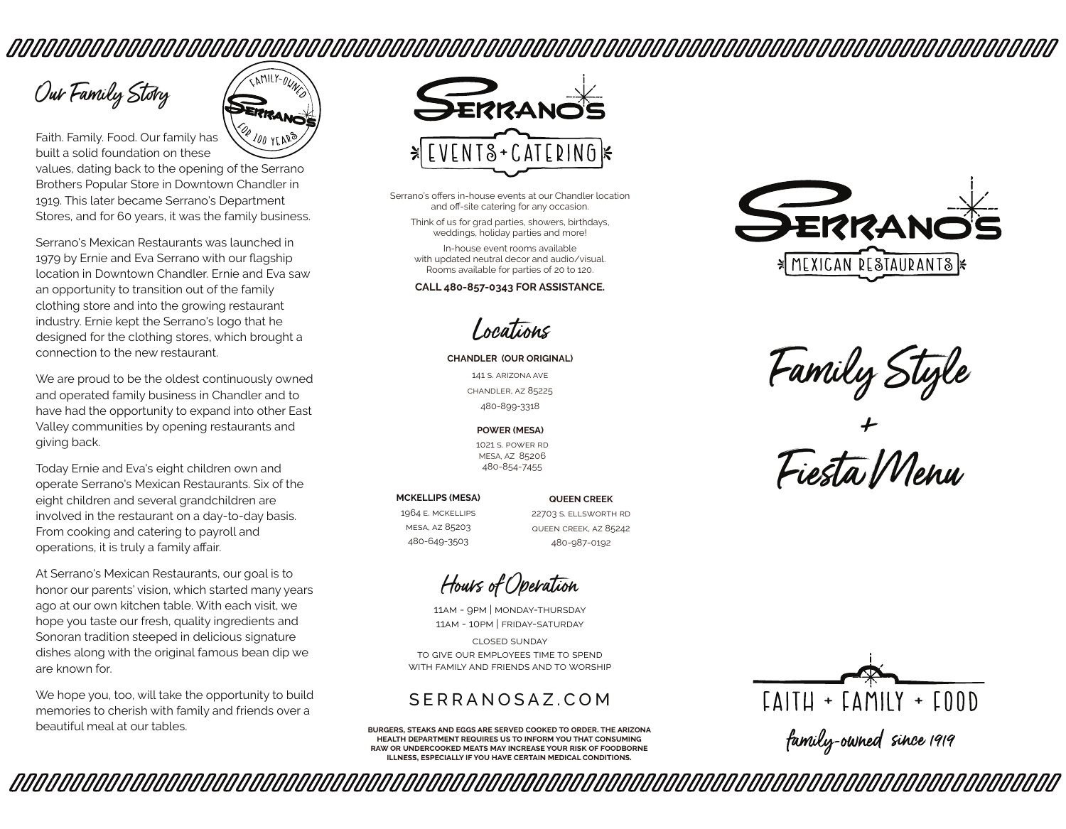## Our Family Story

FAMILY-OWNED SERRANO'S FOR 100 YEARS

Faith. Family. Food. Our family has built a solid foundation on these values, dating back to the opening of the Serrano Brothers Popular Store in Downtown Chandler in 1919. This later became Serrano's Department Stores, and for 60 years, it was the family business.

Serrano's Mexican Restaurants was launched in 1979 by Ernie and Eva Serrano with our flagship location in Downtown Chandler. Ernie and Eva saw an opportunity to transition out of the family clothing store and into the growing restaurant industry. Ernie kept the Serrano's logo that he designed for the clothing stores, which brought a connection to the new restaurant.

We are proud to be the oldest continuously owned and operated family business in Chandler and to have had the opportunity to expand into other East Valley communities by opening restaurants and giving back.

Today Ernie and Eva's eight children own and operate Serrano's Mexican Restaurants. Six of the eight children and several grandchildren are involved in the restaurant on a day-to-day basis. From cooking and catering to payroll and operations, it is truly a family affair.

At Serrano's Mexican Restaurants, our goal is to honor our parents' vision, which started many years ago at our own kitchen table. With each visit, we hope you taste our fresh, quality ingredients and Sonoran tradition steeped in delicious signature dishes along with the original famous bean dip we are known for.

We hope you, too, will take the opportunity to build memories to cherish with family and friends over a beautiful meal at our tables.

# SERRANO'S EVENTS + CATERING

Serrano's offers in-house events at our Chandler location and off-site catering for any occasion.

Think of us for grad parties, showers, birthdays, weddings, holiday parties and more!

In-house event rooms available with updated neutral decor and audio/visual. Rooms available for parties of 20 to 120.

**CALL 480-857-0343 FOR ASSISTANCE.**

## Locations

**CHANDLER (OUR ORIGINAL)**
141 S. Arizona Ave
Chandler, AZ 85225
480-899-3318

**POWER (MESA)**
1021 S. Power Rd
Mesa, AZ 85206
480-854-7455

**MCKELLIPS (MESA)**
1964 E. McKellips
Mesa, AZ 85203
480-649-3503

**QUEEN CREEK**
22703 S. Ellsworth Rd
Queen Creek, AZ 85242
480-987-0192

## Hours of Operation

11AM - 9PM | MONDAY-THURSDAY
11AM - 10PM | FRIDAY-SATURDAY

CLOSED SUNDAY
TO GIVE OUR EMPLOYEES TIME TO SPEND WITH FAMILY AND FRIENDS AND TO WORSHIP

SERRANOSAZ.COM

**BURGERS, STEAKS AND EGGS ARE SERVED COOKED TO ORDER. THE ARIZONA HEALTH DEPARTMENT REQUIRES US TO INFORM YOU THAT CONSUMING RAW OR UNDERCOOKED MEATS MAY INCREASE YOUR RISK OF FOODBORNE ILLNESS, ESPECIALLY IF YOU HAVE CERTAIN MEDICAL CONDITIONS.**

# SERRANO'S MEXICAN RESTAURANTS

# Family Style + Fiesta Menu

FAITH + FAMILY + FOOD

*family-owned since 1919*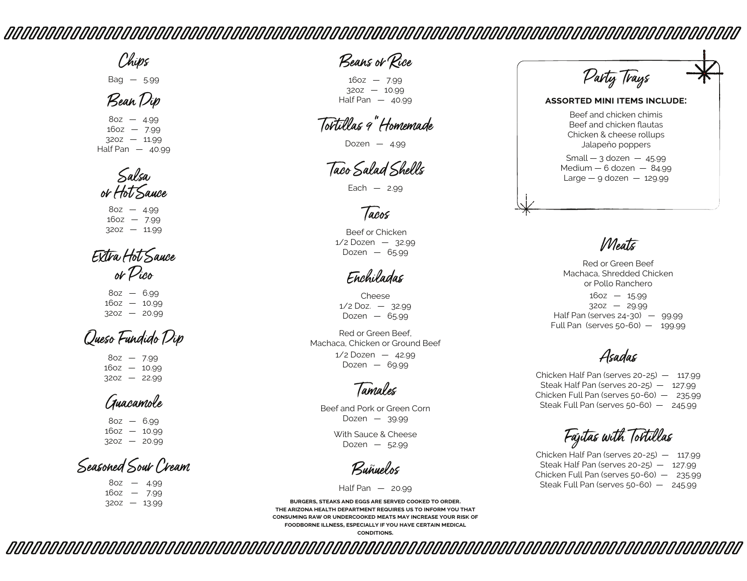## Chips

Bag — 5.99

## Bean Dip

8oz — 4.99
16oz — 7.99
32oz — 11.99
Half Pan — 40.99

## Salsa or Hot Sauce

8oz — 4.99
16oz — 7.99
32oz — 11.99

## Extra Hot Sauce or Pico

8oz — 6.99
16oz — 10.99
32oz — 20.99

## Queso Fundido Dip

8oz — 7.99
16oz — 10.99
32oz — 22.99

## Guacamole

8oz — 6.99
16oz — 10.99
32oz — 20.99

## Seasoned Sour Cream

8oz — 4.99
16oz — 7.99
32oz — 13.99

## Beans or Rice

16oz — 7.99
32oz — 10.99
Half Pan — 40.99

## Tortillas 9" Homemade

Dozen — 4.99

## Taco Salad Shells

Each — 2.99

## Tacos

Beef or Chicken
1/2 Dozen — 32.99
Dozen — 65.99

## Enchiladas

Cheese
1/2 Doz. — 32.99
Dozen — 65.99

Red or Green Beef,
Machaca, Chicken or Ground Beef
1/2 Dozen — 42.99
Dozen — 69.99

## Tamales

Beef and Pork or Green Corn
Dozen — 39.99

With Sauce & Cheese
Dozen — 52.99

## Buñuelos

Half Pan — 20.99

**BURGERS, STEAKS AND EGGS ARE SERVED COOKED TO ORDER. THE ARIZONA HEALTH DEPARTMENT REQUIRES US TO INFORM YOU THAT CONSUMING RAW OR UNDERCOOKED MEATS MAY INCREASE YOUR RISK OF FOODBORNE ILLNESS, ESPECIALLY IF YOU HAVE CERTAIN MEDICAL CONDITIONS.**

## Party Trays

**ASSORTED MINI ITEMS INCLUDE:**

Beef and chicken chimis
Beef and chicken flautas
Chicken & cheese rollups
Jalapeño poppers

Small — 3 dozen — 45.99
Medium — 6 dozen — 84.99
Large — 9 dozen — 129.99

## Meats

Red or Green Beef
Machaca, Shredded Chicken
or Pollo Ranchero
16oz — 15.99
32oz — 29.99
Half Pan (serves 24-30) — 99.99
Full Pan (serves 50-60) — 199.99

## Asadas

Chicken Half Pan (serves 20-25) — 117.99
Steak Half Pan (serves 20-25) — 127.99
Chicken Full Pan (serves 50-60) — 235.99
Steak Full Pan (serves 50-60) — 245.99

## Fajitas with Tortillas

Chicken Half Pan (serves 20-25) — 117.99
Steak Half Pan (serves 20-25) — 127.99
Chicken Full Pan (serves 50-60) — 235.99
Steak Full Pan (serves 50-60) — 245.99